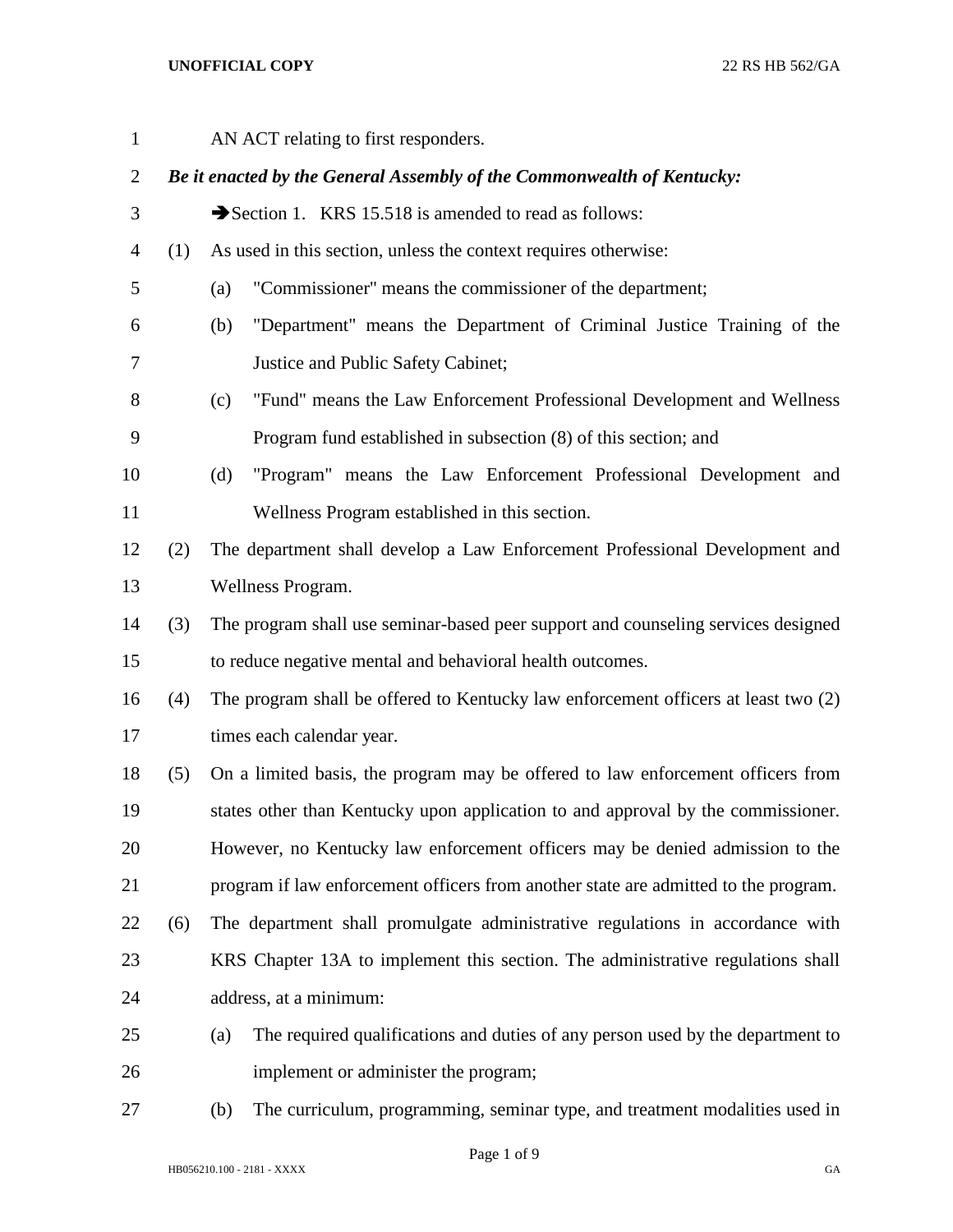AN ACT relating to first responders.

***Be it enacted by the General Assembly of the Commonwealth of Kentucky:***

➔Section 1. KRS 15.518 is amended to read as follows:

(1) As used in this section, unless the context requires otherwise:

(a) "Commissioner" means the commissioner of the department;

(b) "Department" means the Department of Criminal Justice Training of the Justice and Public Safety Cabinet;

(c) "Fund" means the Law Enforcement Professional Development and Wellness Program fund established in subsection (8) of this section; and

(d) "Program" means the Law Enforcement Professional Development and Wellness Program established in this section.

(2) The department shall develop a Law Enforcement Professional Development and Wellness Program.

(3) The program shall use seminar-based peer support and counseling services designed to reduce negative mental and behavioral health outcomes.

(4) The program shall be offered to Kentucky law enforcement officers at least two (2) times each calendar year.

(5) On a limited basis, the program may be offered to law enforcement officers from states other than Kentucky upon application to and approval by the commissioner. However, no Kentucky law enforcement officers may be denied admission to the program if law enforcement officers from another state are admitted to the program.

(6) The department shall promulgate administrative regulations in accordance with KRS Chapter 13A to implement this section. The administrative regulations shall address, at a minimum:

(a) The required qualifications and duties of any person used by the department to implement or administer the program;

(b) The curriculum, programming, seminar type, and treatment modalities used in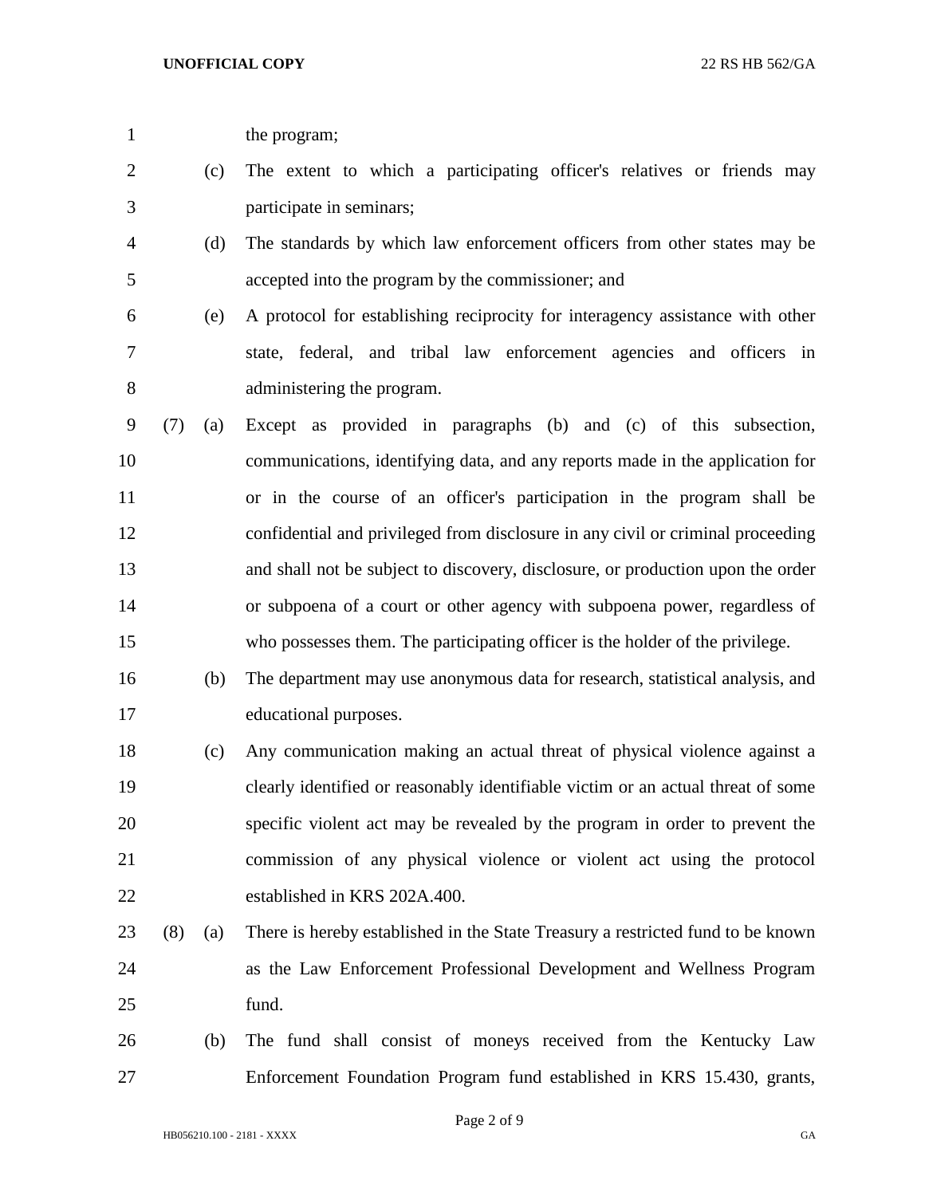the program;

(c) The extent to which a participating officer's relatives or friends may participate in seminars;

(d) The standards by which law enforcement officers from other states may be accepted into the program by the commissioner; and

(e) A protocol for establishing reciprocity for interagency assistance with other state, federal, and tribal law enforcement agencies and officers in administering the program.

(7) (a) Except as provided in paragraphs (b) and (c) of this subsection, communications, identifying data, and any reports made in the application for or in the course of an officer's participation in the program shall be confidential and privileged from disclosure in any civil or criminal proceeding and shall not be subject to discovery, disclosure, or production upon the order or subpoena of a court or other agency with subpoena power, regardless of who possesses them. The participating officer is the holder of the privilege.

(b) The department may use anonymous data for research, statistical analysis, and educational purposes.

(c) Any communication making an actual threat of physical violence against a clearly identified or reasonably identifiable victim or an actual threat of some specific violent act may be revealed by the program in order to prevent the commission of any physical violence or violent act using the protocol established in KRS 202A.400.

(8) (a) There is hereby established in the State Treasury a restricted fund to be known as the Law Enforcement Professional Development and Wellness Program fund.

(b) The fund shall consist of moneys received from the Kentucky Law Enforcement Foundation Program fund established in KRS 15.430, grants,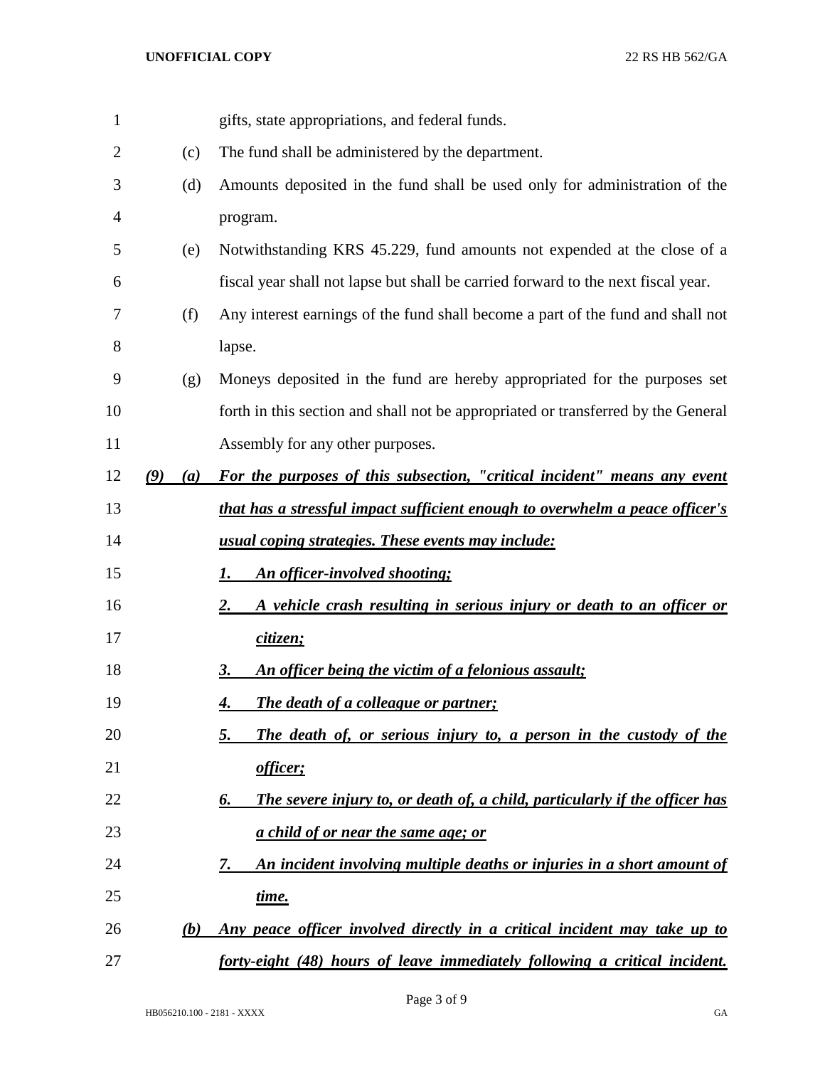gifts, state appropriations, and federal funds.

(c) The fund shall be administered by the department.

(d) Amounts deposited in the fund shall be used only for administration of the program.

(e) Notwithstanding KRS 45.229, fund amounts not expended at the close of a fiscal year shall not lapse but shall be carried forward to the next fiscal year.

(f) Any interest earnings of the fund shall become a part of the fund and shall not lapse.

(g) Moneys deposited in the fund are hereby appropriated for the purposes set forth in this section and shall not be appropriated or transferred by the General Assembly for any other purposes.

***(9) (a) For the purposes of this subsection, "critical incident" means any event that has a stressful impact sufficient enough to overwhelm a peace officer's usual coping strategies. These events may include:***

***1. An officer-involved shooting;***

***2. A vehicle crash resulting in serious injury or death to an officer or citizen;***

***3. An officer being the victim of a felonious assault;***

***4. The death of a colleague or partner;***

***5. The death of, or serious injury to, a person in the custody of the officer;***

***6. The severe injury to, or death of, a child, particularly if the officer has a child of or near the same age; or***

***7. An incident involving multiple deaths or injuries in a short amount of time.***

***(b) Any peace officer involved directly in a critical incident may take up to forty-eight (48) hours of leave immediately following a critical incident.***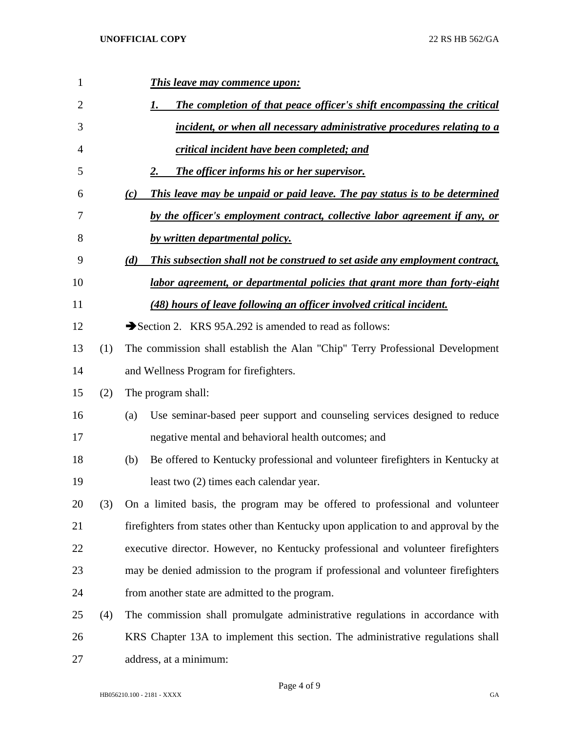***This leave may commence upon:***

1. ***The completion of that peace officer's shift encompassing the critical incident, or when all necessary administrative procedures relating to a critical incident have been completed; and***
2. ***The officer informs his or her supervisor.***

***(c) This leave may be unpaid or paid leave. The pay status is to be determined by the officer's employment contract, collective labor agreement if any, or by written departmental policy.***

***(d) This subsection shall not be construed to set aside any employment contract, labor agreement, or departmental policies that grant more than forty-eight (48) hours of leave following an officer involved critical incident.***

➔Section 2. KRS 95A.292 is amended to read as follows:

(1) The commission shall establish the Alan "Chip" Terry Professional Development and Wellness Program for firefighters.

(2) The program shall:

(a) Use seminar-based peer support and counseling services designed to reduce negative mental and behavioral health outcomes; and

(b) Be offered to Kentucky professional and volunteer firefighters in Kentucky at least two (2) times each calendar year.

(3) On a limited basis, the program may be offered to professional and volunteer firefighters from states other than Kentucky upon application to and approval by the executive director. However, no Kentucky professional and volunteer firefighters may be denied admission to the program if professional and volunteer firefighters from another state are admitted to the program.

(4) The commission shall promulgate administrative regulations in accordance with KRS Chapter 13A to implement this section. The administrative regulations shall address, at a minimum: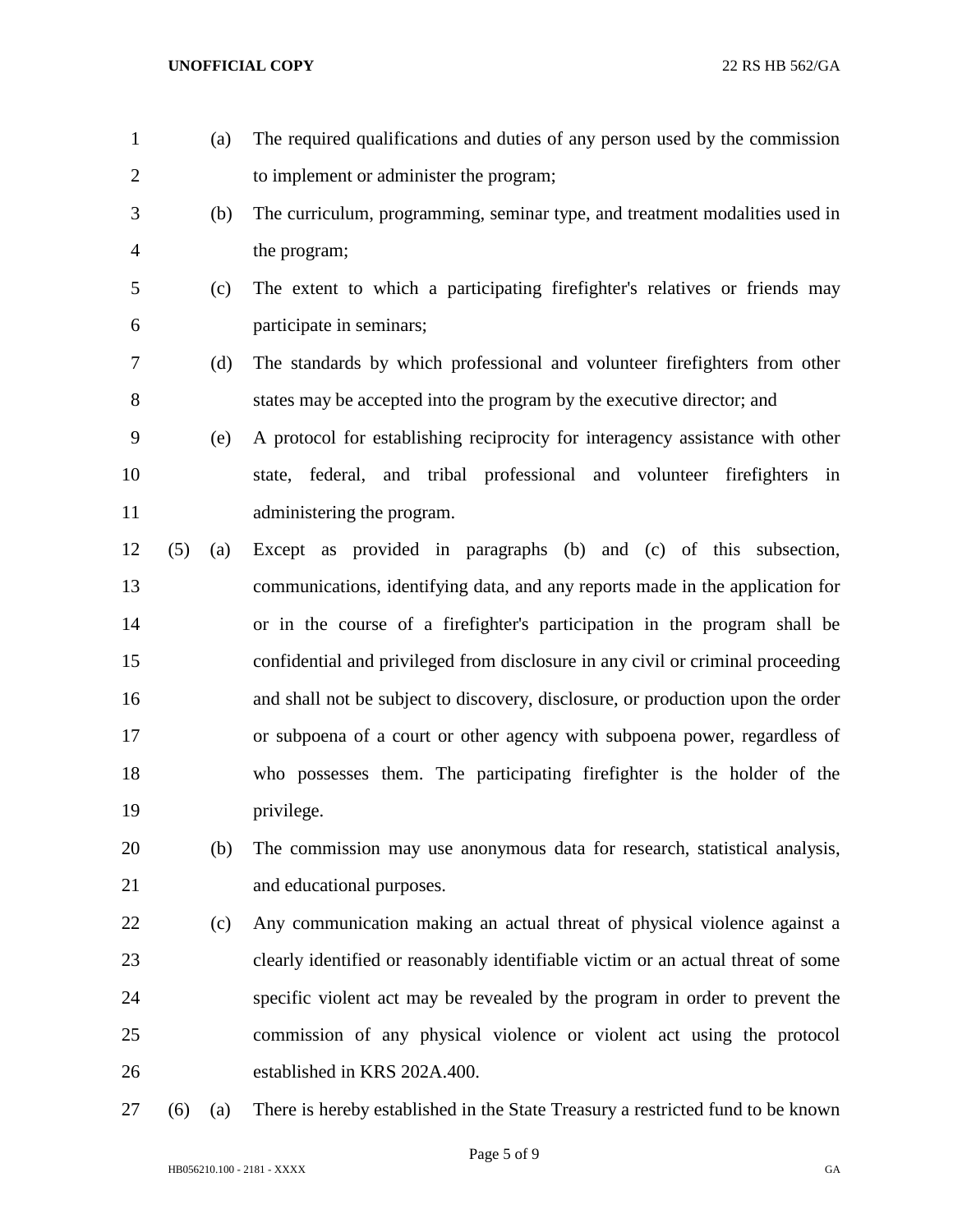(a) The required qualifications and duties of any person used by the commission to implement or administer the program;

(b) The curriculum, programming, seminar type, and treatment modalities used in the program;

(c) The extent to which a participating firefighter's relatives or friends may participate in seminars;

(d) The standards by which professional and volunteer firefighters from other states may be accepted into the program by the executive director; and

(e) A protocol for establishing reciprocity for interagency assistance with other state, federal, and tribal professional and volunteer firefighters in administering the program.

(5) (a) Except as provided in paragraphs (b) and (c) of this subsection, communications, identifying data, and any reports made in the application for or in the course of a firefighter's participation in the program shall be confidential and privileged from disclosure in any civil or criminal proceeding and shall not be subject to discovery, disclosure, or production upon the order or subpoena of a court or other agency with subpoena power, regardless of who possesses them. The participating firefighter is the holder of the privilege.

(b) The commission may use anonymous data for research, statistical analysis, and educational purposes.

(c) Any communication making an actual threat of physical violence against a clearly identified or reasonably identifiable victim or an actual threat of some specific violent act may be revealed by the program in order to prevent the commission of any physical violence or violent act using the protocol established in KRS 202A.400.

(6) (a) There is hereby established in the State Treasury a restricted fund to be known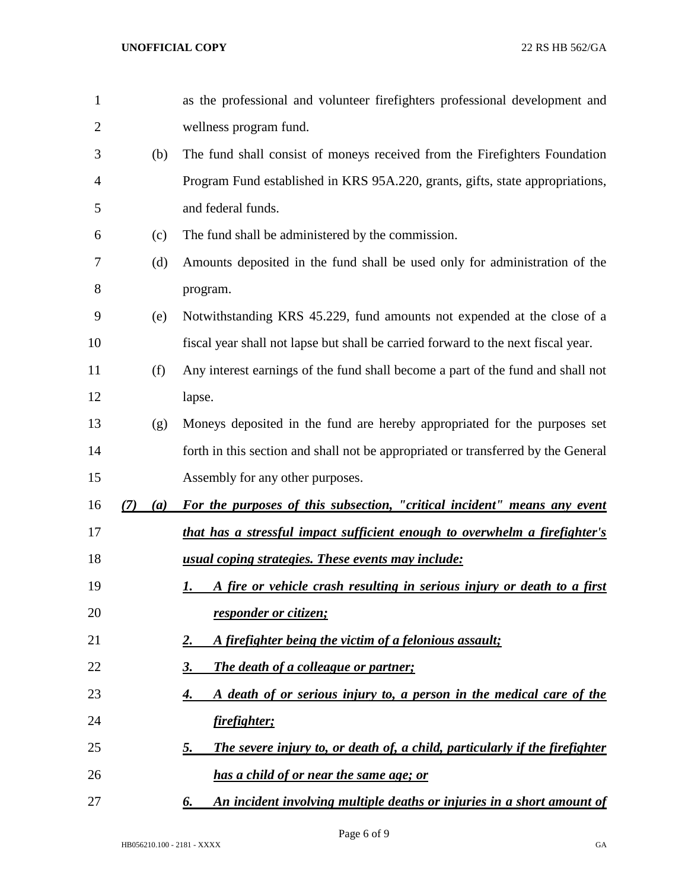as the professional and volunteer firefighters professional development and wellness program fund.

(b) The fund shall consist of moneys received from the Firefighters Foundation Program Fund established in KRS 95A.220, grants, gifts, state appropriations, and federal funds.

(c) The fund shall be administered by the commission.

(d) Amounts deposited in the fund shall be used only for administration of the program.

(e) Notwithstanding KRS 45.229, fund amounts not expended at the close of a fiscal year shall not lapse but shall be carried forward to the next fiscal year.

(f) Any interest earnings of the fund shall become a part of the fund and shall not lapse.

(g) Moneys deposited in the fund are hereby appropriated for the purposes set forth in this section and shall not be appropriated or transferred by the General Assembly for any other purposes.

***(7) (a) For the purposes of this subsection, "critical incident" means any event that has a stressful impact sufficient enough to overwhelm a firefighter's usual coping strategies. These events may include:***

***1. A fire or vehicle crash resulting in serious injury or death to a first responder or citizen;***

***2. A firefighter being the victim of a felonious assault;***

***3. The death of a colleague or partner;***

***4. A death of or serious injury to, a person in the medical care of the firefighter;***

***5. The severe injury to, or death of, a child, particularly if the firefighter has a child of or near the same age; or***

***6. An incident involving multiple deaths or injuries in a short amount of***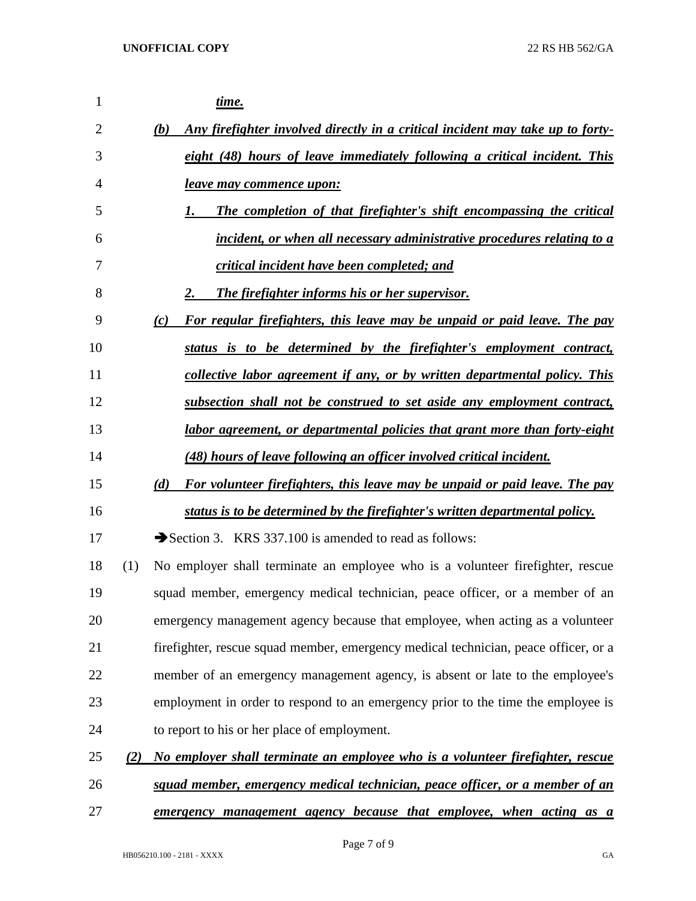***time.***

***(b) Any firefighter involved directly in a critical incident may take up to forty-eight (48) hours of leave immediately following a critical incident. This leave may commence upon:***

***1. The completion of that firefighter's shift encompassing the critical incident, or when all necessary administrative procedures relating to a critical incident have been completed; and***

***2. The firefighter informs his or her supervisor.***

***(c) For regular firefighters, this leave may be unpaid or paid leave. The pay status is to be determined by the firefighter's employment contract, collective labor agreement if any, or by written departmental policy. This subsection shall not be construed to set aside any employment contract, labor agreement, or departmental policies that grant more than forty-eight (48) hours of leave following an officer involved critical incident.***

***(d) For volunteer firefighters, this leave may be unpaid or paid leave. The pay status is to be determined by the firefighter's written departmental policy.***

➔Section 3. KRS 337.100 is amended to read as follows:

(1) No employer shall terminate an employee who is a volunteer firefighter, rescue squad member, emergency medical technician, peace officer, or a member of an emergency management agency because that employee, when acting as a volunteer firefighter, rescue squad member, emergency medical technician, peace officer, or a member of an emergency management agency, is absent or late to the employee's employment in order to respond to an emergency prior to the time the employee is to report to his or her place of employment.

***(2) No employer shall terminate an employee who is a volunteer firefighter, rescue squad member, emergency medical technician, peace officer, or a member of an emergency management agency because that employee, when acting as a***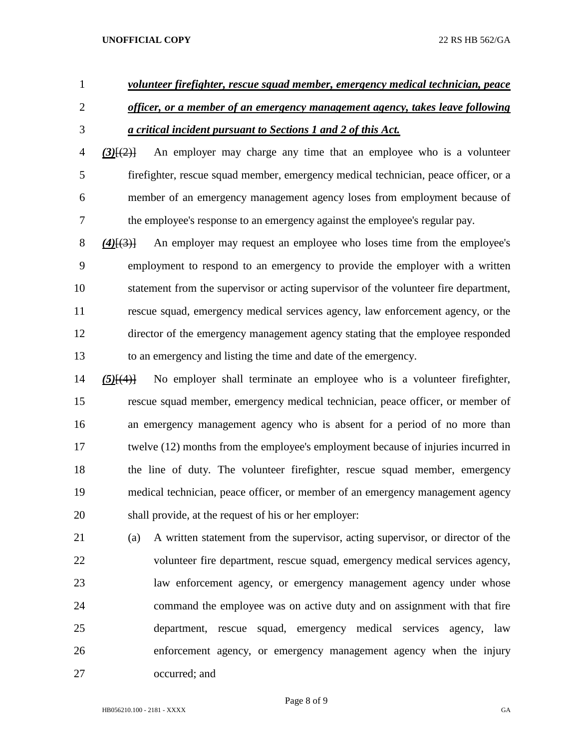***volunteer firefighter, rescue squad member, emergency medical technician, peace officer, or a member of an emergency management agency, takes leave following a critical incident pursuant to Sections 1 and 2 of this Act.***

***(3)***~~[(2)]~~ An employer may charge any time that an employee who is a volunteer firefighter, rescue squad member, emergency medical technician, peace officer, or a member of an emergency management agency loses from employment because of the employee's response to an emergency against the employee's regular pay.

***(4)***~~[(3)]~~ An employer may request an employee who loses time from the employee's employment to respond to an emergency to provide the employer with a written statement from the supervisor or acting supervisor of the volunteer fire department, rescue squad, emergency medical services agency, law enforcement agency, or the director of the emergency management agency stating that the employee responded to an emergency and listing the time and date of the emergency.

***(5)***~~[(4)]~~ No employer shall terminate an employee who is a volunteer firefighter, rescue squad member, emergency medical technician, peace officer, or member of an emergency management agency who is absent for a period of no more than twelve (12) months from the employee's employment because of injuries incurred in the line of duty. The volunteer firefighter, rescue squad member, emergency medical technician, peace officer, or member of an emergency management agency shall provide, at the request of his or her employer:

(a) A written statement from the supervisor, acting supervisor, or director of the volunteer fire department, rescue squad, emergency medical services agency, law enforcement agency, or emergency management agency under whose command the employee was on active duty and on assignment with that fire department, rescue squad, emergency medical services agency, law enforcement agency, or emergency management agency when the injury occurred; and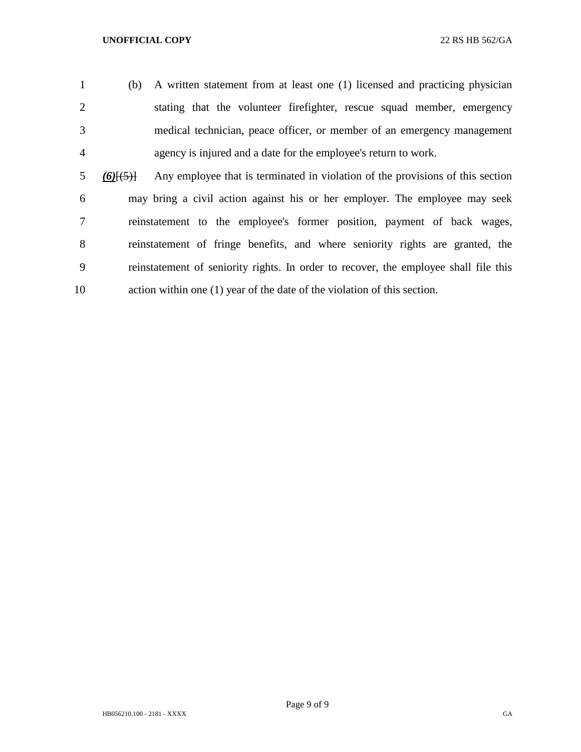(b) A written statement from at least one (1) licensed and practicing physician stating that the volunteer firefighter, rescue squad member, emergency medical technician, peace officer, or member of an emergency management agency is injured and a date for the employee's return to work.

***(6)***~~[(5)]~~ Any employee that is terminated in violation of the provisions of this section may bring a civil action against his or her employer. The employee may seek reinstatement to the employee's former position, payment of back wages, reinstatement of fringe benefits, and where seniority rights are granted, the reinstatement of seniority rights. In order to recover, the employee shall file this action within one (1) year of the date of the violation of this section.